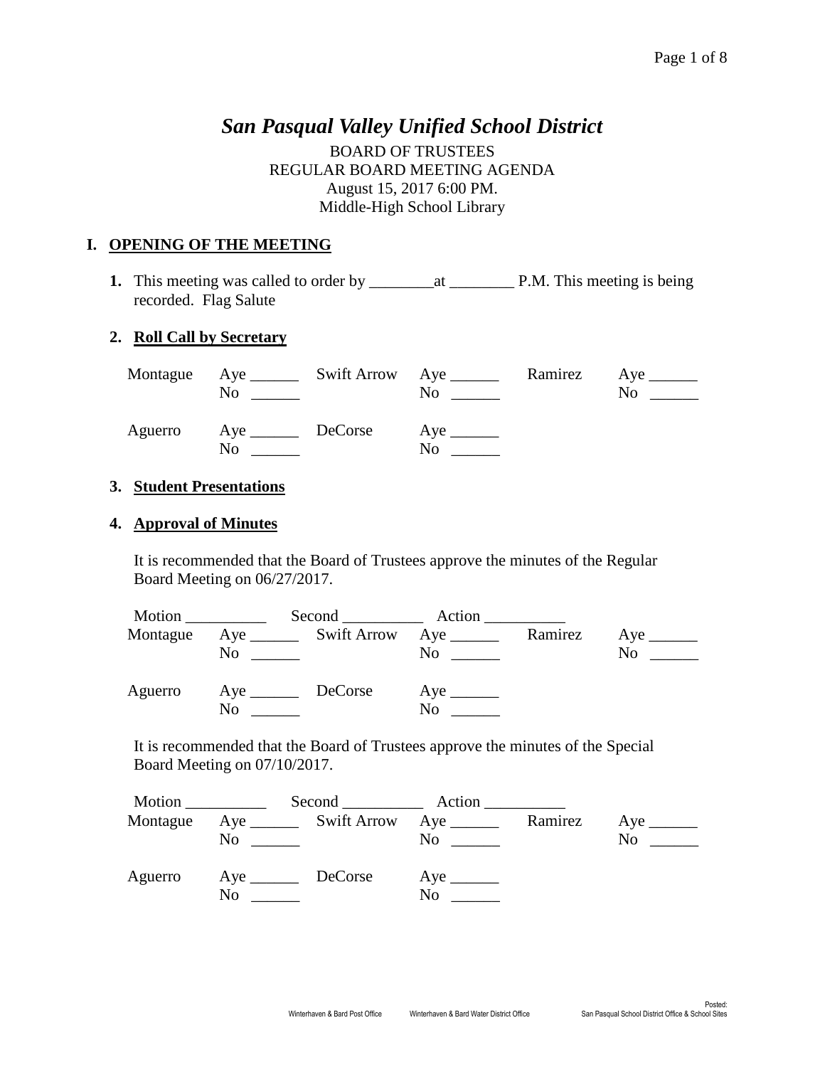# *San Pasqual Valley Unified School District*

BOARD OF TRUSTEES
REGULAR BOARD MEETING AGENDA
August 15, 2017 6:00 PM.
Middle-High School Library

## I. OPENING OF THE MEETING

**1.** This meeting was called to order by ________at ________ P.M. This meeting is being recorded. Flag Salute

### 2. Roll Call by Secretary

| | | | | | |
|---|---|---|---|---|---|
| Montague | Aye ______ No ______ | Swift Arrow | Aye ______ No ______ | Ramirez | Aye ______ No ______ |
| Aguerro | Aye ______ No ______ | DeCorse | Aye ______ No ______ | | |

### 3. Student Presentations

### 4. Approval of Minutes

It is recommended that the Board of Trustees approve the minutes of the Regular Board Meeting on 06/27/2017.

Motion __________ Second __________ Action __________

| | | | | | |
|---|---|---|---|---|---|
| Montague | Aye ______ No ______ | Swift Arrow | Aye ______ No ______ | Ramirez | Aye ______ No ______ |
| Aguerro | Aye ______ No ______ | DeCorse | Aye ______ No ______ | | |

It is recommended that the Board of Trustees approve the minutes of the Special Board Meeting on 07/10/2017.

Motion __________ Second __________ Action __________

| | | | | | |
|---|---|---|---|---|---|
| Montague | Aye ______ No ______ | Swift Arrow | Aye ______ No ______ | Ramirez | Aye ______ No ______ |
| Aguerro | Aye ______ No ______ | DeCorse | Aye ______ No ______ | | |

Posted: Winterhaven & Bard Post Office Winterhaven & Bard Water District Office San Pasqual School District Office & School Sites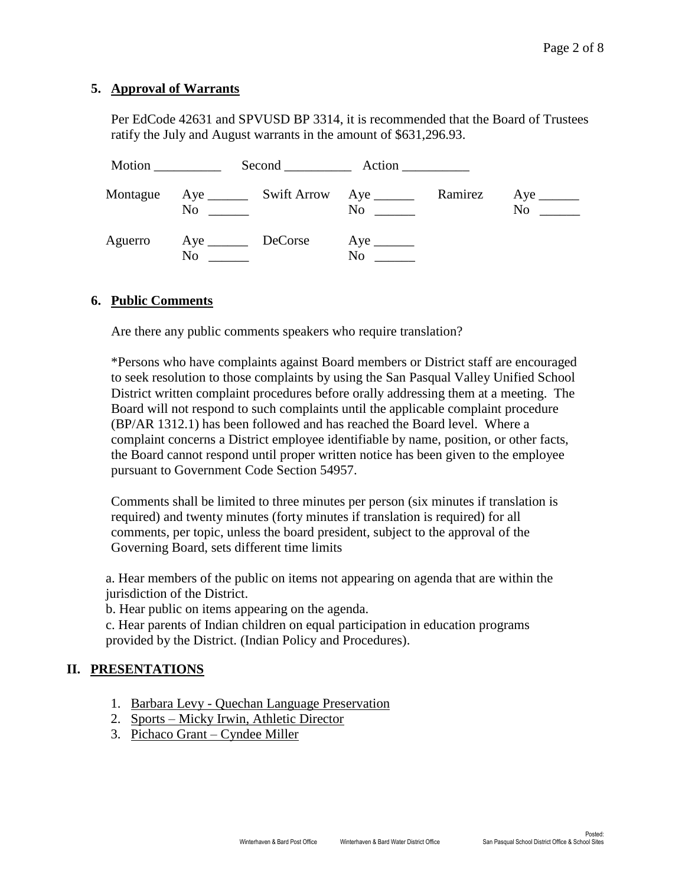5. **Approval of Warrants**

Per EdCode 42631 and SPVUSD BP 3314, it is recommended that the Board of Trustees ratify the July and August warrants in the amount of $631,296.93.

Motion __________ Second __________ Action __________

| | | | | | |
|---|---|---|---|---|---|
| Montague | Aye ______ No ______ | Swift Arrow | Aye ______ No ______ | Ramirez | Aye ______ No ______ |
| Aguerro | Aye ______ No ______ | DeCorse | Aye ______ No ______ | | |

6. **Public Comments**

Are there any public comments speakers who require translation?

*Persons who have complaints against Board members or District staff are encouraged to seek resolution to those complaints by using the San Pasqual Valley Unified School District written complaint procedures before orally addressing them at a meeting. The Board will not respond to such complaints until the applicable complaint procedure (BP/AR 1312.1) has been followed and has reached the Board level. Where a complaint concerns a District employee identifiable by name, position, or other facts, the Board cannot respond until proper written notice has been given to the employee pursuant to Government Code Section 54957.

Comments shall be limited to three minutes per person (six minutes if translation is required) and twenty minutes (forty minutes if translation is required) for all comments, per topic, unless the board president, subject to the approval of the Governing Board, sets different time limits

a. Hear members of the public on items not appearing on agenda that are within the jurisdiction of the District.
b. Hear public on items appearing on the agenda.
c. Hear parents of Indian children on equal participation in education programs provided by the District. (Indian Policy and Procedures).

## II. PRESENTATIONS

1. Barbara Levy - Quechan Language Preservation
2. Sports – Micky Irwin, Athletic Director
3. Pichaco Grant – Cyndee Miller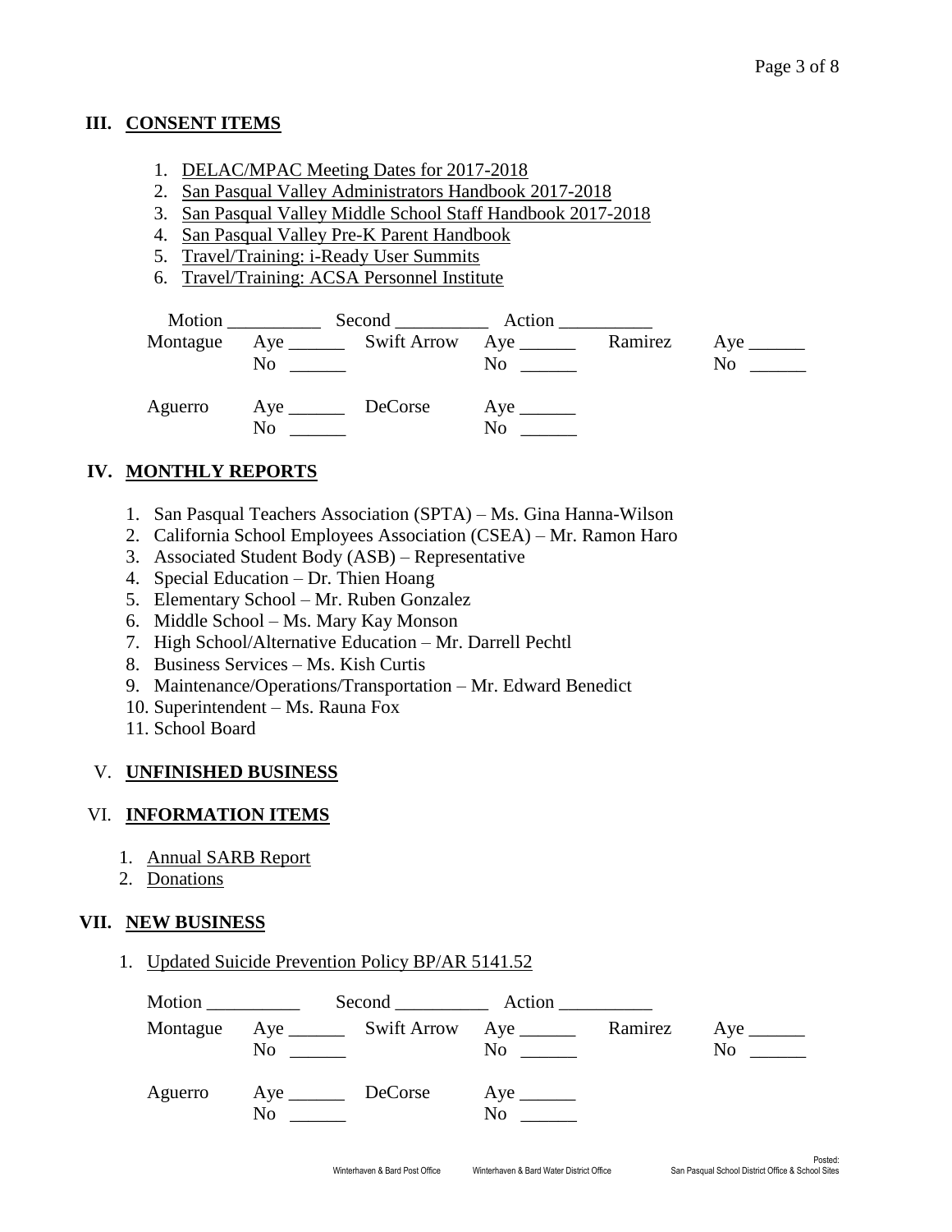## III. CONSENT ITEMS

1. DELAC/MPAC Meeting Dates for 2017-2018
2. San Pasqual Valley Administrators Handbook 2017-2018
3. San Pasqual Valley Middle School Staff Handbook 2017-2018
4. San Pasqual Valley Pre-K Parent Handbook
5. Travel/Training: i-Ready User Summits
6. Travel/Training: ACSA Personnel Institute

Motion __________ Second __________ Action __________

| Montague | Aye ______ No ______ | Swift Arrow | Aye ______ No ______ | Ramirez | Aye ______ No ______ |
|---|---|---|---|---|---|
| Aguerro | Aye ______ No ______ | DeCorse | Aye ______ No ______ | | |

## IV. MONTHLY REPORTS

1. San Pasqual Teachers Association (SPTA) – Ms. Gina Hanna-Wilson
2. California School Employees Association (CSEA) – Mr. Ramon Haro
3. Associated Student Body (ASB) – Representative
4. Special Education – Dr. Thien Hoang
5. Elementary School – Mr. Ruben Gonzalez
6. Middle School – Ms. Mary Kay Monson
7. High School/Alternative Education – Mr. Darrell Pechtl
8. Business Services – Ms. Kish Curtis
9. Maintenance/Operations/Transportation – Mr. Edward Benedict
10. Superintendent – Ms. Rauna Fox
11. School Board

## V. UNFINISHED BUSINESS

## VI. INFORMATION ITEMS

1. Annual SARB Report
2. Donations

## VII. NEW BUSINESS

1. Updated Suicide Prevention Policy BP/AR 5141.52

Motion __________ Second __________ Action __________

| Montague | Aye ______ No ______ | Swift Arrow | Aye ______ No ______ | Ramirez | Aye ______ No ______ |
|---|---|---|---|---|---|
| Aguerro | Aye ______ No ______ | DeCorse | Aye ______ No ______ | | |

Posted: Winterhaven & Bard Post Office Winterhaven & Bard Water District Office San Pasqual School District Office & School Sites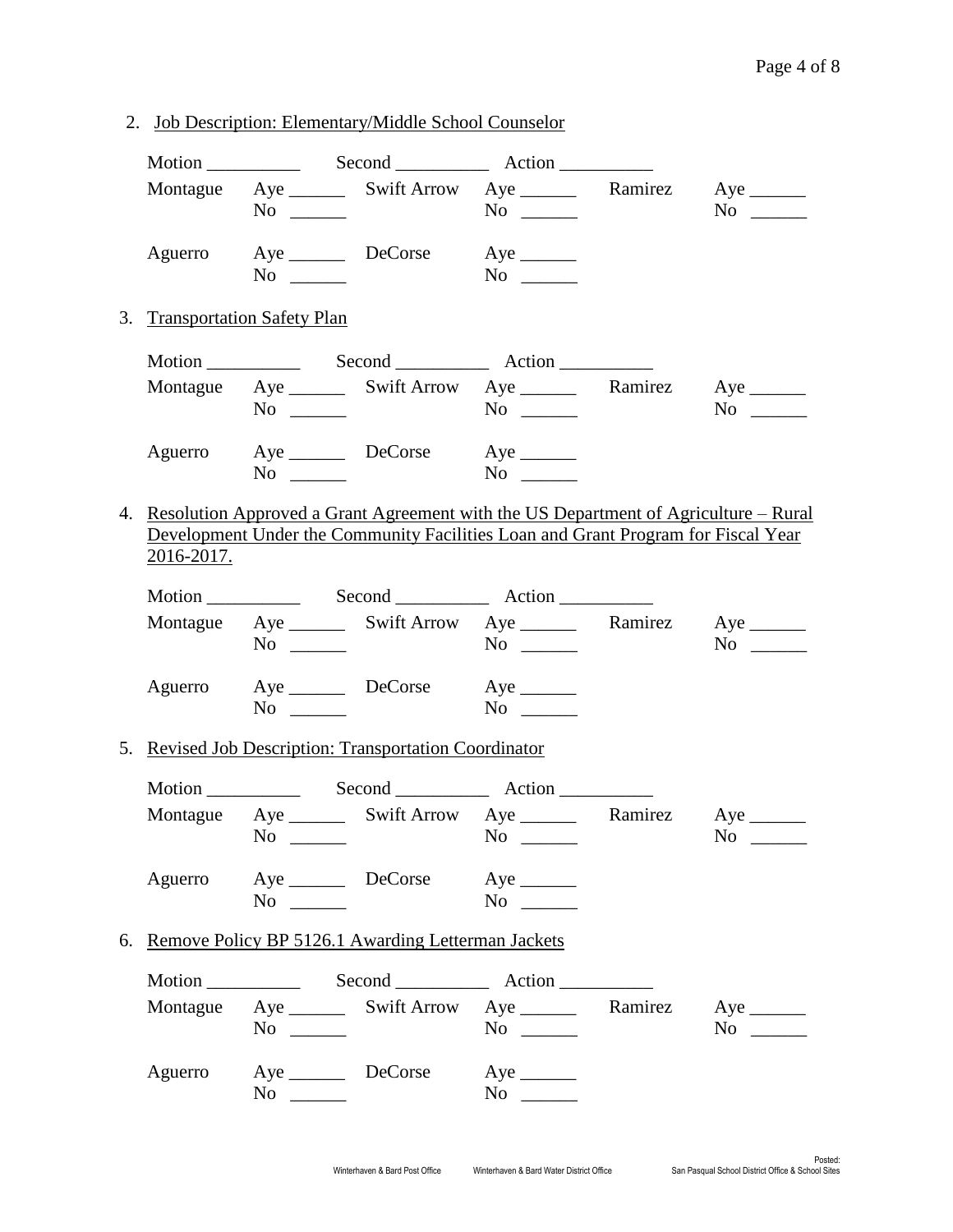2. Job Description: Elementary/Middle School Counselor

   Motion __________ Second __________ Action __________

   Montague Aye ______ No ______ Swift Arrow Aye ______ No ______ Ramirez Aye ______ No ______

   Aguerro Aye ______ No ______ DeCorse Aye ______ No ______

3. Transportation Safety Plan

   Motion __________ Second __________ Action __________

   Montague Aye ______ No ______ Swift Arrow Aye ______ No ______ Ramirez Aye ______ No ______

   Aguerro Aye ______ No ______ DeCorse Aye ______ No ______

4. Resolution Approved a Grant Agreement with the US Department of Agriculture – Rural Development Under the Community Facilities Loan and Grant Program for Fiscal Year 2016-2017.

   Motion __________ Second __________ Action __________

   Montague Aye ______ No ______ Swift Arrow Aye ______ No ______ Ramirez Aye ______ No ______

   Aguerro Aye ______ No ______ DeCorse Aye ______ No ______

5. Revised Job Description: Transportation Coordinator

   Motion __________ Second __________ Action __________

   Montague Aye ______ No ______ Swift Arrow Aye ______ No ______ Ramirez Aye ______ No ______

   Aguerro Aye ______ No ______ DeCorse Aye ______ No ______

6. Remove Policy BP 5126.1 Awarding Letterman Jackets

   Motion __________ Second __________ Action __________

   Montague Aye ______ No ______ Swift Arrow Aye ______ No ______ Ramirez Aye ______ No ______

   Aguerro Aye ______ No ______ DeCorse Aye ______ No ______

Posted: Winterhaven & Bard Post Office Winterhaven & Bard Water District Office San Pasqual School District Office & School Sites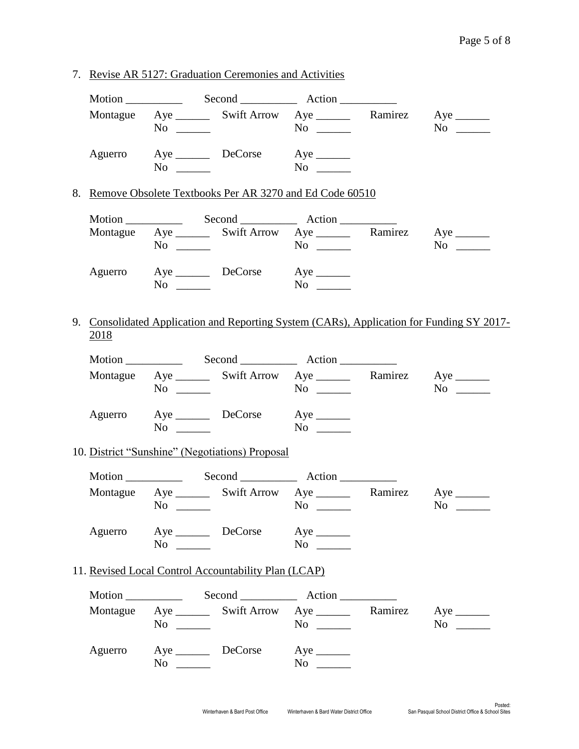7. Revise AR 5127: Graduation Ceremonies and Activities

Motion __________ Second __________ Action __________

| | | | | | |
|---|---|---|---|---|---|
| Montague | Aye ______ No ______ | Swift Arrow | Aye ______ No ______ | Ramirez | Aye ______ No ______ |
| Aguerro | Aye ______ No ______ | DeCorse | Aye ______ No ______ | | |

8. Remove Obsolete Textbooks Per AR 3270 and Ed Code 60510

Motion __________ Second __________ Action __________

| | | | | | |
|---|---|---|---|---|---|
| Montague | Aye ______ No ______ | Swift Arrow | Aye ______ No ______ | Ramirez | Aye ______ No ______ |
| Aguerro | Aye ______ No ______ | DeCorse | Aye ______ No ______ | | |

9. Consolidated Application and Reporting System (CARs), Application for Funding SY 2017-2018

Motion __________ Second __________ Action __________

| | | | | | |
|---|---|---|---|---|---|
| Montague | Aye ______ No ______ | Swift Arrow | Aye ______ No ______ | Ramirez | Aye ______ No ______ |
| Aguerro | Aye ______ No ______ | DeCorse | Aye ______ No ______ | | |

10. District "Sunshine" (Negotiations) Proposal

Motion __________ Second __________ Action __________

| | | | | | |
|---|---|---|---|---|---|
| Montague | Aye ______ No ______ | Swift Arrow | Aye ______ No ______ | Ramirez | Aye ______ No ______ |
| Aguerro | Aye ______ No ______ | DeCorse | Aye ______ No ______ | | |

11. Revised Local Control Accountability Plan (LCAP)

Motion __________ Second __________ Action __________

| | | | | | |
|---|---|---|---|---|---|
| Montague | Aye ______ No ______ | Swift Arrow | Aye ______ No ______ | Ramirez | Aye ______ No ______ |
| Aguerro | Aye ______ No ______ | DeCorse | Aye ______ No ______ | | |

Posted: Winterhaven & Bard Post Office Winterhaven & Bard Water District Office San Pasqual School District Office & School Sites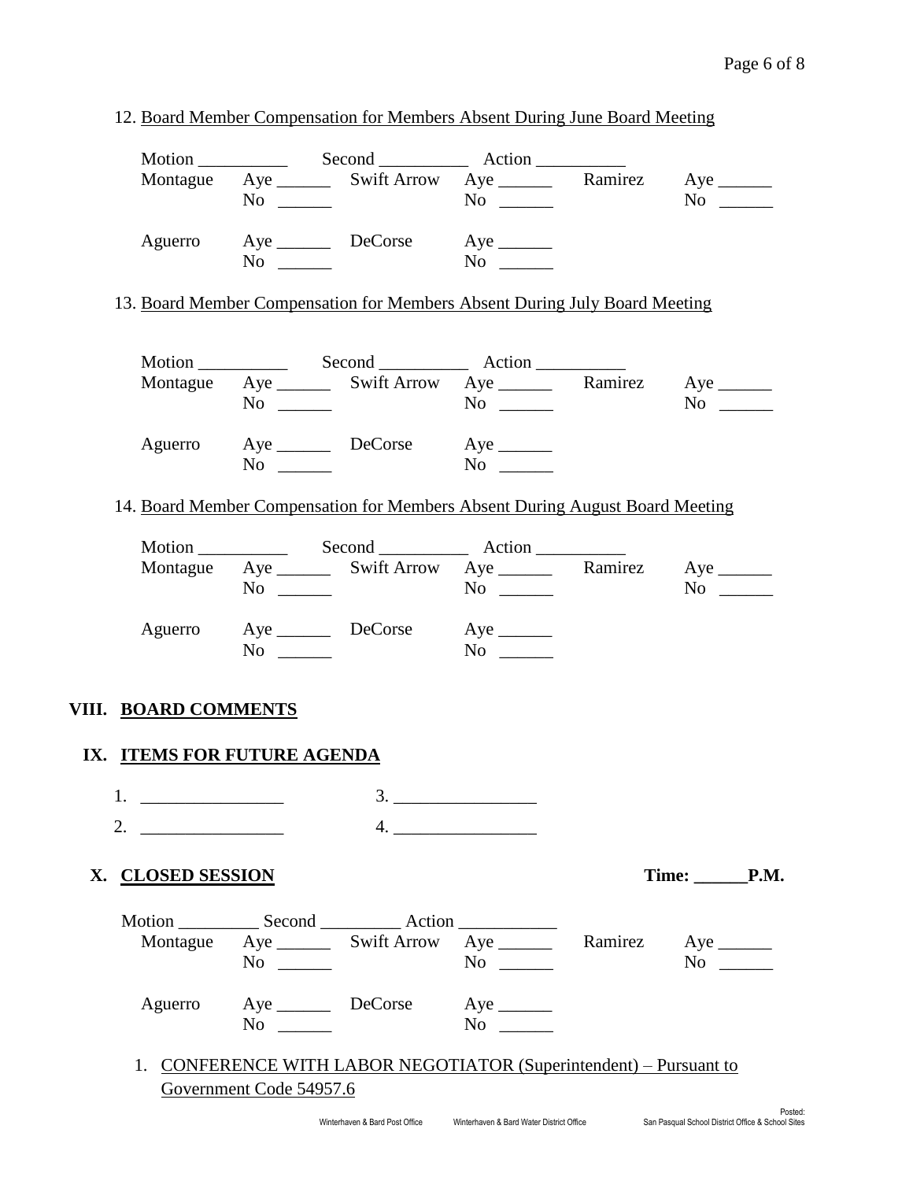12. Board Member Compensation for Members Absent During June Board Meeting

Motion __________ Second __________ Action __________

| | | | | | |
|---|---|---|---|---|---|
| Montague | Aye ______ No ______ | Swift Arrow | Aye ______ No ______ | Ramirez | Aye ______ No ______ |
| Aguerro | Aye ______ No ______ | DeCorse | Aye ______ No ______ | | |

13. Board Member Compensation for Members Absent During July Board Meeting

Motion __________ Second __________ Action __________

| | | | | | |
|---|---|---|---|---|---|
| Montague | Aye ______ No ______ | Swift Arrow | Aye ______ No ______ | Ramirez | Aye ______ No ______ |
| Aguerro | Aye ______ No ______ | DeCorse | Aye ______ No ______ | | |

14. Board Member Compensation for Members Absent During August Board Meeting

Motion __________ Second __________ Action __________

| | | | | | |
|---|---|---|---|---|---|
| Montague | Aye ______ No ______ | Swift Arrow | Aye ______ No ______ | Ramirez | Aye ______ No ______ |
| Aguerro | Aye ______ No ______ | DeCorse | Aye ______ No ______ | | |

## VIII. BOARD COMMENTS

## IX. ITEMS FOR FUTURE AGENDA

1. ________________ 3. ________________
2. ________________ 4. ________________

## X. CLOSED SESSION

**Time: ______P.M.**

Motion _________ Second _________ Action ___________

| | | | | | |
|---|---|---|---|---|---|
| Montague | Aye ______ No ______ | Swift Arrow | Aye ______ No ______ | Ramirez | Aye ______ No ______ |
| Aguerro | Aye ______ No ______ | DeCorse | Aye ______ No ______ | | |

1. CONFERENCE WITH LABOR NEGOTIATOR (Superintendent) – Pursuant to Government Code 54957.6

Posted: Winterhaven & Bard Post Office Winterhaven & Bard Water District Office San Pasqual School District Office & School Sites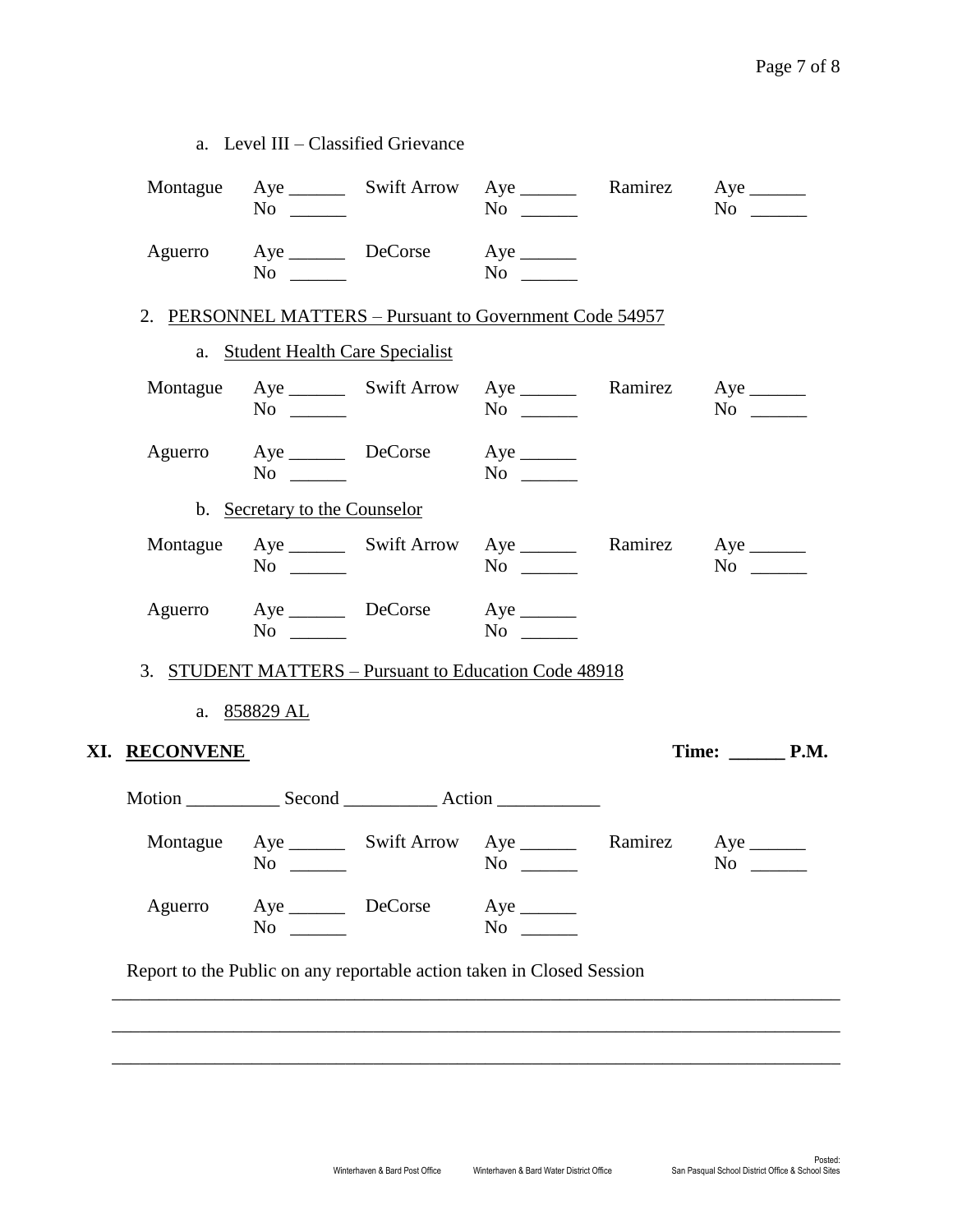a. Level III – Classified Grievance

| | | | | | |
|---|---|---|---|---|---|
| Montague | Aye ______ No ______ | Swift Arrow | Aye ______ No ______ | Ramirez | Aye ______ No ______ |
| Aguerro | Aye ______ No ______ | DeCorse | Aye ______ No ______ | | |

2. PERSONNEL MATTERS – Pursuant to Government Code 54957

a. Student Health Care Specialist

| | | | | | |
|---|---|---|---|---|---|
| Montague | Aye ______ No ______ | Swift Arrow | Aye ______ No ______ | Ramirez | Aye ______ No ______ |
| Aguerro | Aye ______ No ______ | DeCorse | Aye ______ No ______ | | |

b. Secretary to the Counselor

| | | | | | |
|---|---|---|---|---|---|
| Montague | Aye ______ No ______ | Swift Arrow | Aye ______ No ______ | Ramirez | Aye ______ No ______ |
| Aguerro | Aye ______ No ______ | DeCorse | Aye ______ No ______ | | |

3. STUDENT MATTERS – Pursuant to Education Code 48918

a. 858829 AL

## XI. RECONVENE

Time: ______ P.M.

Motion __________ Second __________ Action ___________

| | | | | | |
|---|---|---|---|---|---|
| Montague | Aye ______ No ______ | Swift Arrow | Aye ______ No ______ | Ramirez | Aye ______ No ______ |
| Aguerro | Aye ______ No ______ | DeCorse | Aye ______ No ______ | | |

Report to the Public on any reportable action taken in Closed Session

___________________________________________________________________________

___________________________________________________________________________

___________________________________________________________________________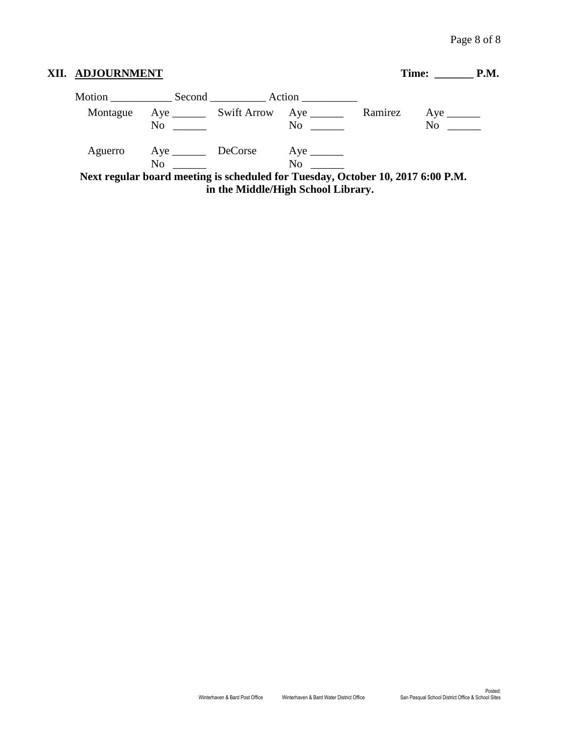## XII. ADJOURNMENT

**Time: _______ P.M.**

Motion ___________ Second __________ Action __________

| | | | | | |
|---|---|---|---|---|---|
| Montague | Aye ______<br>No ______ | Swift Arrow | Aye ______<br>No ______ | Ramirez | Aye ______<br>No ______ |
| Aguerro | Aye ______<br>No ______ | DeCorse | Aye ______<br>No ______ | | |

**Next regular board meeting is scheduled for Tuesday, October 10, 2017 6:00 P.M. in the Middle/High School Library.**

Posted:
Winterhaven & Bard Post Office    Winterhaven & Bard Water District Office    San Pasqual School District Office & School Sites